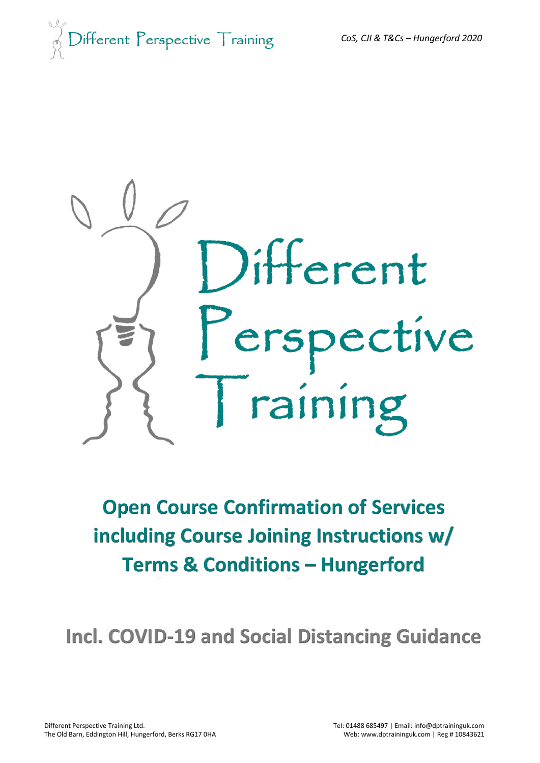# Different Perspective Training

## Open Course Confirmation of Services including Course Joining Instructions w/ Terms & Conditions – Hungerford

## Incl. COVID-19 and Social Distancing Guidance

Different Perspective Training Ltd.
The Old Barn, Eddington Hill, Hungerford, Berks RG17 0HA

Tel: 01488 685497 | Email: info@dptraininguk.com
Web: www.dptraininguk.com | Reg # 10843621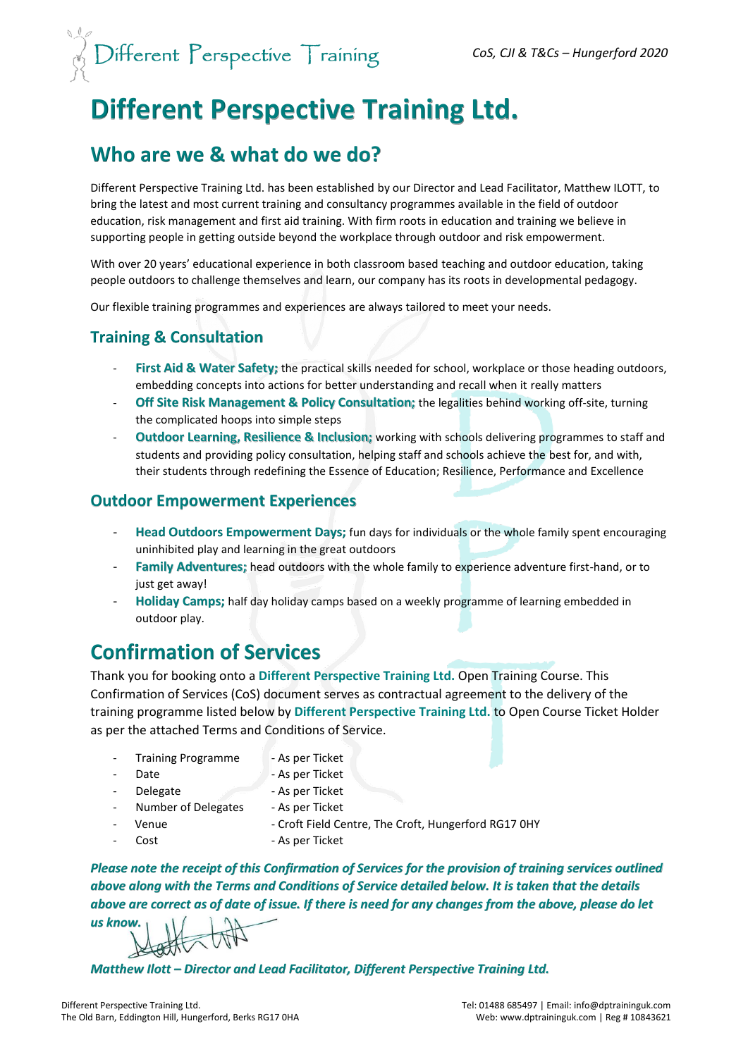# Different Perspective Training Ltd.

## Who are we & what do we do?

Different Perspective Training Ltd. has been established by our Director and Lead Facilitator, Matthew ILOTT, to bring the latest and most current training and consultancy programmes available in the field of outdoor education, risk management and first aid training. With firm roots in education and training we believe in supporting people in getting outside beyond the workplace through outdoor and risk empowerment.

With over 20 years' educational experience in both classroom based teaching and outdoor education, taking people outdoors to challenge themselves and learn, our company has its roots in developmental pedagogy.

Our flexible training programmes and experiences are always tailored to meet your needs.

### Training & Consultation

- **First Aid & Water Safety;** the practical skills needed for school, workplace or those heading outdoors, embedding concepts into actions for better understanding and recall when it really matters
- **Off Site Risk Management & Policy Consultation;** the legalities behind working off-site, turning the complicated hoops into simple steps
- **Outdoor Learning, Resilience & Inclusion;** working with schools delivering programmes to staff and students and providing policy consultation, helping staff and schools achieve the best for, and with, their students through redefining the Essence of Education; Resilience, Performance and Excellence

### Outdoor Empowerment Experiences

- **Head Outdoors Empowerment Days;** fun days for individuals or the whole family spent encouraging uninhibited play and learning in the great outdoors
- **Family Adventures;** head outdoors with the whole family to experience adventure first-hand, or to just get away!
- **Holiday Camps;** half day holiday camps based on a weekly programme of learning embedded in outdoor play.

## Confirmation of Services

Thank you for booking onto a **Different Perspective Training Ltd.** Open Training Course. This Confirmation of Services (CoS) document serves as contractual agreement to the delivery of the training programme listed below by **Different Perspective Training Ltd.** to Open Course Ticket Holder as per the attached Terms and Conditions of Service.

- Training Programme - As per Ticket
- Date - As per Ticket
- Delegate - As per Ticket
- Number of Delegates - As per Ticket
- Venue - Croft Field Centre, The Croft, Hungerford RG17 0HY
- Cost - As per Ticket

***Please note the receipt of this Confirmation of Services for the provision of training services outlined above along with the Terms and Conditions of Service detailed below. It is taken that the details above are correct as of date of issue. If there is need for any changes from the above, please do let us know.***

***Matthew Ilott – Director and Lead Facilitator, Different Perspective Training Ltd.***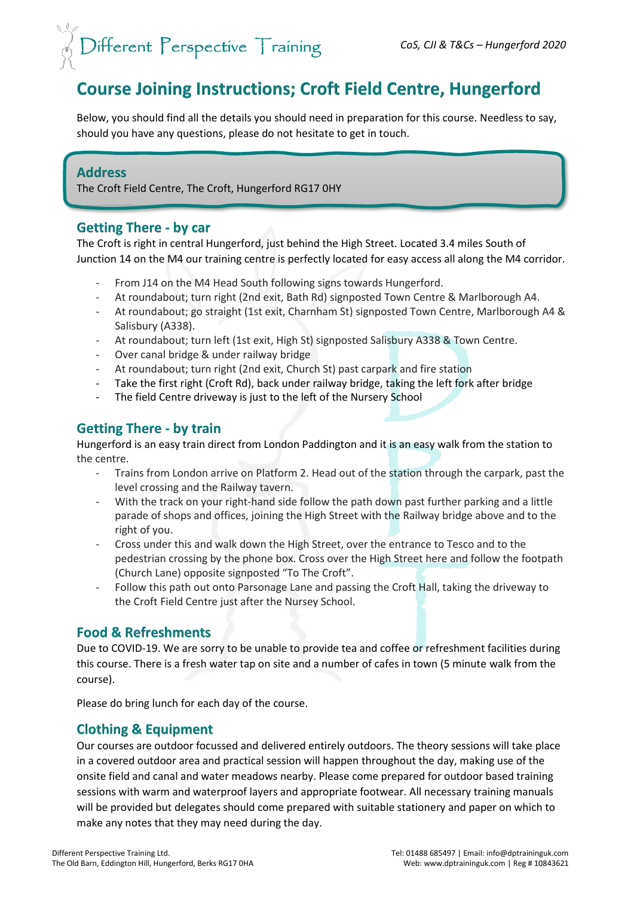# Course Joining Instructions; Croft Field Centre, Hungerford

Below, you should find all the details you should need in preparation for this course. Needless to say, should you have any questions, please do not hesitate to get in touch.

## Address

The Croft Field Centre, The Croft, Hungerford RG17 0HY

## Getting There - by car

The Croft is right in central Hungerford, just behind the High Street. Located 3.4 miles South of Junction 14 on the M4 our training centre is perfectly located for easy access all along the M4 corridor.

- From J14 on the M4 Head South following signs towards Hungerford.
- At roundabout; turn right (2nd exit, Bath Rd) signposted Town Centre & Marlborough A4.
- At roundabout; go straight (1st exit, Charnham St) signposted Town Centre, Marlborough A4 & Salisbury (A338).
- At roundabout; turn left (1st exit, High St) signposted Salisbury A338 & Town Centre.
- Over canal bridge & under railway bridge
- At roundabout; turn right (2nd exit, Church St) past carpark and fire station
- Take the first right (Croft Rd), back under railway bridge, taking the left fork after bridge
- The field Centre driveway is just to the left of the Nursery School

## Getting There - by train

Hungerford is an easy train direct from London Paddington and it is an easy walk from the station to the centre.

- Trains from London arrive on Platform 2. Head out of the station through the carpark, past the level crossing and the Railway tavern.
- With the track on your right-hand side follow the path down past further parking and a little parade of shops and offices, joining the High Street with the Railway bridge above and to the right of you.
- Cross under this and walk down the High Street, over the entrance to Tesco and to the pedestrian crossing by the phone box. Cross over the High Street here and follow the footpath (Church Lane) opposite signposted "To The Croft".
- Follow this path out onto Parsonage Lane and passing the Croft Hall, taking the driveway to the Croft Field Centre just after the Nursey School.

## Food & Refreshments

Due to COVID-19. We are sorry to be unable to provide tea and coffee or refreshment facilities during this course. There is a fresh water tap on site and a number of cafes in town (5 minute walk from the course).

Please do bring lunch for each day of the course.

## Clothing & Equipment

Our courses are outdoor focussed and delivered entirely outdoors. The theory sessions will take place in a covered outdoor area and practical session will happen throughout the day, making use of the onsite field and canal and water meadows nearby. Please come prepared for outdoor based training sessions with warm and waterproof layers and appropriate footwear. All necessary training manuals will be provided but delegates should come prepared with suitable stationery and paper on which to make any notes that they may need during the day.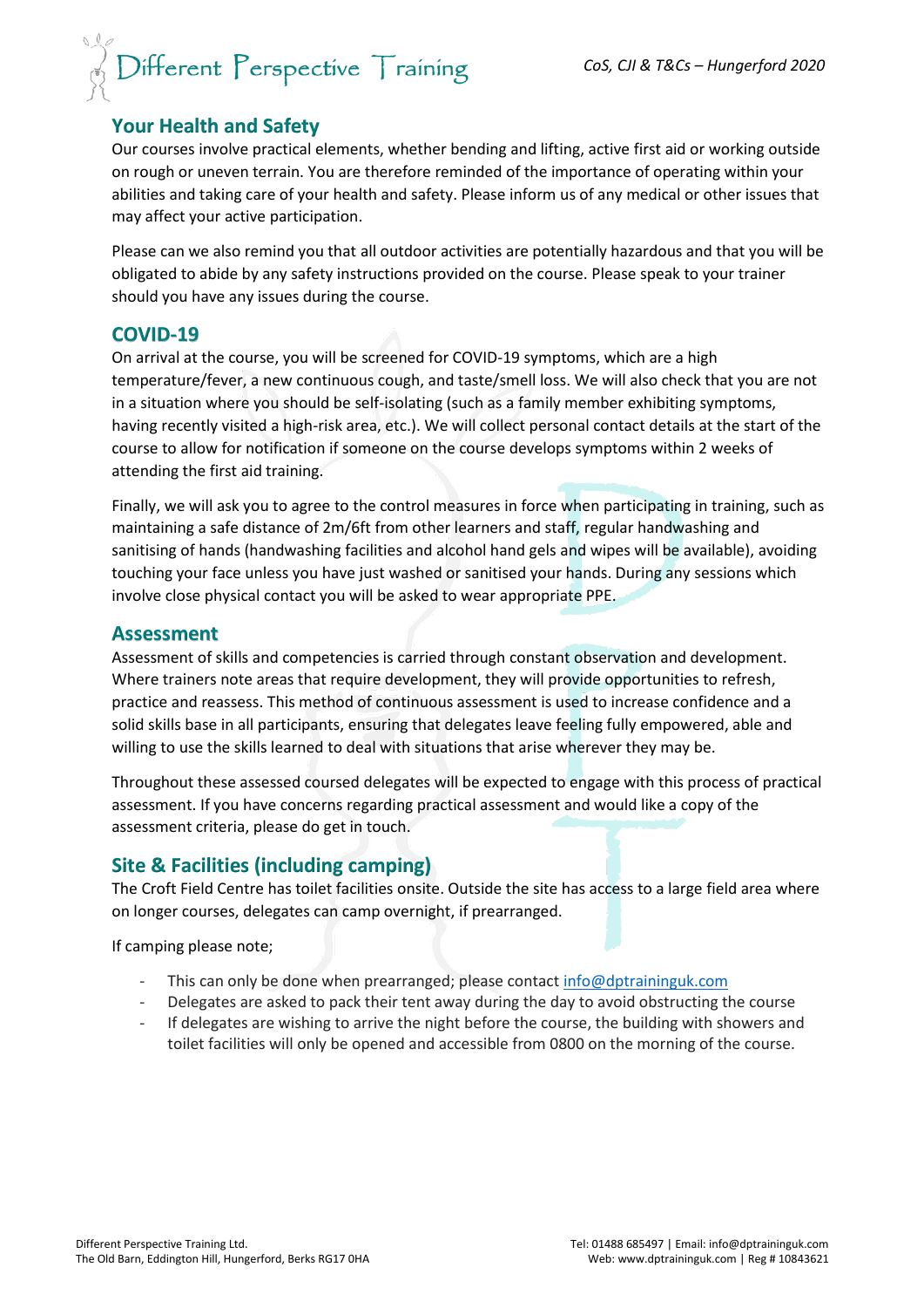## Your Health and Safety

Our courses involve practical elements, whether bending and lifting, active first aid or working outside on rough or uneven terrain. You are therefore reminded of the importance of operating within your abilities and taking care of your health and safety. Please inform us of any medical or other issues that may affect your active participation.

Please can we also remind you that all outdoor activities are potentially hazardous and that you will be obligated to abide by any safety instructions provided on the course. Please speak to your trainer should you have any issues during the course.

## COVID-19

On arrival at the course, you will be screened for COVID-19 symptoms, which are a high temperature/fever, a new continuous cough, and taste/smell loss. We will also check that you are not in a situation where you should be self-isolating (such as a family member exhibiting symptoms, having recently visited a high-risk area, etc.). We will collect personal contact details at the start of the course to allow for notification if someone on the course develops symptoms within 2 weeks of attending the first aid training.

Finally, we will ask you to agree to the control measures in force when participating in training, such as maintaining a safe distance of 2m/6ft from other learners and staff, regular handwashing and sanitising of hands (handwashing facilities and alcohol hand gels and wipes will be available), avoiding touching your face unless you have just washed or sanitised your hands. During any sessions which involve close physical contact you will be asked to wear appropriate PPE.

## Assessment

Assessment of skills and competencies is carried through constant observation and development. Where trainers note areas that require development, they will provide opportunities to refresh, practice and reassess. This method of continuous assessment is used to increase confidence and a solid skills base in all participants, ensuring that delegates leave feeling fully empowered, able and willing to use the skills learned to deal with situations that arise wherever they may be.

Throughout these assessed coursed delegates will be expected to engage with this process of practical assessment. If you have concerns regarding practical assessment and would like a copy of the assessment criteria, please do get in touch.

## Site & Facilities (including camping)

The Croft Field Centre has toilet facilities onsite. Outside the site has access to a large field area where on longer courses, delegates can camp overnight, if prearranged.

If camping please note;

- This can only be done when prearranged; please contact info@dptraininguk.com
- Delegates are asked to pack their tent away during the day to avoid obstructing the course
- If delegates are wishing to arrive the night before the course, the building with showers and toilet facilities will only be opened and accessible from 0800 on the morning of the course.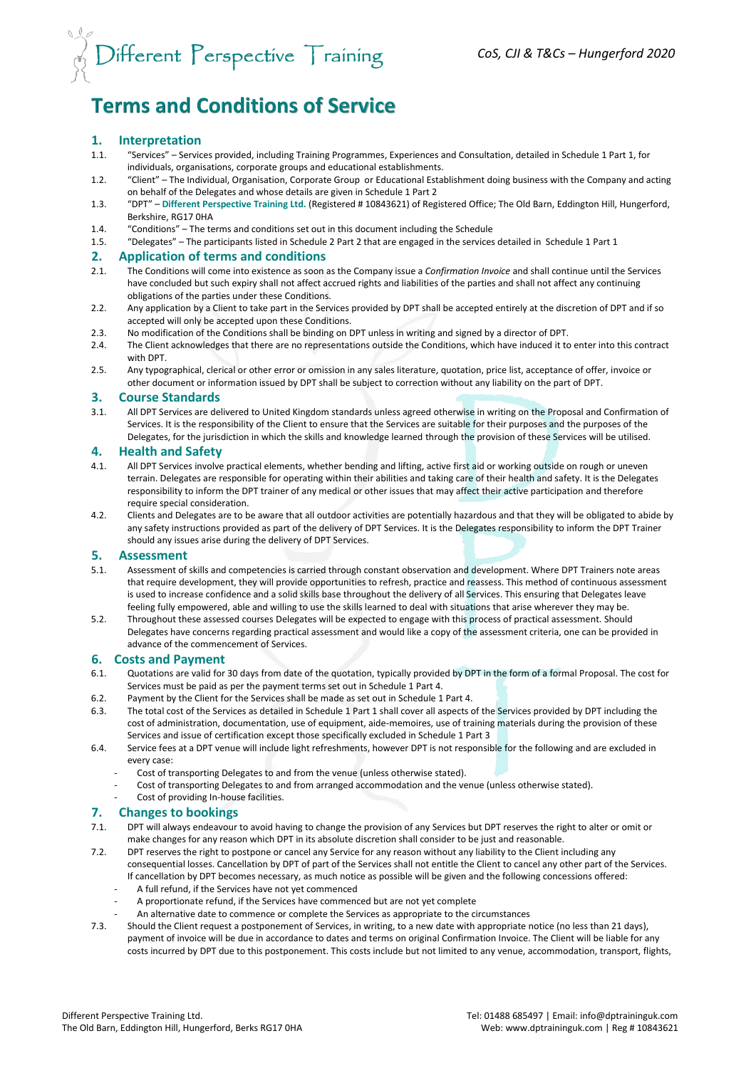# Terms and Conditions of Service

## 1. Interpretation

1.1. "Services" – Services provided, including Training Programmes, Experiences and Consultation, detailed in Schedule 1 Part 1, for individuals, organisations, corporate groups and educational establishments.

1.2. "Client" – The Individual, Organisation, Corporate Group or Educational Establishment doing business with the Company and acting on behalf of the Delegates and whose details are given in Schedule 1 Part 2

1.3. "DPT" – **Different Perspective Training Ltd.** (Registered # 10843621) of Registered Office; The Old Barn, Eddington Hill, Hungerford, Berkshire, RG17 0HA

1.4. "Conditions" – The terms and conditions set out in this document including the Schedule

1.5. "Delegates" – The participants listed in Schedule 2 Part 2 that are engaged in the services detailed in Schedule 1 Part 1

## 2. Application of terms and conditions

2.1. The Conditions will come into existence as soon as the Company issue a *Confirmation Invoice* and shall continue until the Services have concluded but such expiry shall not affect accrued rights and liabilities of the parties and shall not affect any continuing obligations of the parties under these Conditions.

2.2. Any application by a Client to take part in the Services provided by DPT shall be accepted entirely at the discretion of DPT and if so accepted will only be accepted upon these Conditions.

2.3. No modification of the Conditions shall be binding on DPT unless in writing and signed by a director of DPT.

2.4. The Client acknowledges that there are no representations outside the Conditions, which have induced it to enter into this contract with DPT.

2.5. Any typographical, clerical or other error or omission in any sales literature, quotation, price list, acceptance of offer, invoice or other document or information issued by DPT shall be subject to correction without any liability on the part of DPT.

## 3. Course Standards

3.1. All DPT Services are delivered to United Kingdom standards unless agreed otherwise in writing on the Proposal and Confirmation of Services. It is the responsibility of the Client to ensure that the Services are suitable for their purposes and the purposes of the Delegates, for the jurisdiction in which the skills and knowledge learned through the provision of these Services will be utilised.

## 4. Health and Safety

4.1. All DPT Services involve practical elements, whether bending and lifting, active first aid or working outside on rough or uneven terrain. Delegates are responsible for operating within their abilities and taking care of their health and safety. It is the Delegates responsibility to inform the DPT trainer of any medical or other issues that may affect their active participation and therefore require special consideration.

4.2. Clients and Delegates are to be aware that all outdoor activities are potentially hazardous and that they will be obligated to abide by any safety instructions provided as part of the delivery of DPT Services. It is the Delegates responsibility to inform the DPT Trainer should any issues arise during the delivery of DPT Services.

## 5. Assessment

5.1. Assessment of skills and competencies is carried through constant observation and development. Where DPT Trainers note areas that require development, they will provide opportunities to refresh, practice and reassess. This method of continuous assessment is used to increase confidence and a solid skills base throughout the delivery of all Services. This ensuring that Delegates leave feeling fully empowered, able and willing to use the skills learned to deal with situations that arise wherever they may be.

5.2. Throughout these assessed courses Delegates will be expected to engage with this process of practical assessment. Should Delegates have concerns regarding practical assessment and would like a copy of the assessment criteria, one can be provided in advance of the commencement of Services.

## 6. Costs and Payment

6.1. Quotations are valid for 30 days from date of the quotation, typically provided by DPT in the form of a formal Proposal. The cost for Services must be paid as per the payment terms set out in Schedule 1 Part 4.

6.2. Payment by the Client for the Services shall be made as set out in Schedule 1 Part 4.

6.3. The total cost of the Services as detailed in Schedule 1 Part 1 shall cover all aspects of the Services provided by DPT including the cost of administration, documentation, use of equipment, aide-memoires, use of training materials during the provision of these Services and issue of certification except those specifically excluded in Schedule 1 Part 3

6.4. Service fees at a DPT venue will include light refreshments, however DPT is not responsible for the following and are excluded in every case:
- Cost of transporting Delegates to and from the venue (unless otherwise stated).
- Cost of transporting Delegates to and from arranged accommodation and the venue (unless otherwise stated).
- Cost of providing In-house facilities.

## 7. Changes to bookings

7.1. DPT will always endeavour to avoid having to change the provision of any Services but DPT reserves the right to alter or omit or make changes for any reason which DPT in its absolute discretion shall consider to be just and reasonable.

7.2. DPT reserves the right to postpone or cancel any Service for any reason without any liability to the Client including any consequential losses. Cancellation by DPT of part of the Services shall not entitle the Client to cancel any other part of the Services. If cancellation by DPT becomes necessary, as much notice as possible will be given and the following concessions offered:
- A full refund, if the Services have not yet commenced
- A proportionate refund, if the Services have commenced but are not yet complete
- An alternative date to commence or complete the Services as appropriate to the circumstances

7.3. Should the Client request a postponement of Services, in writing, to a new date with appropriate notice (no less than 21 days), payment of invoice will be due in accordance to dates and terms on original Confirmation Invoice. The Client will be liable for any costs incurred by DPT due to this postponement. This costs include but not limited to any venue, accommodation, transport, flights,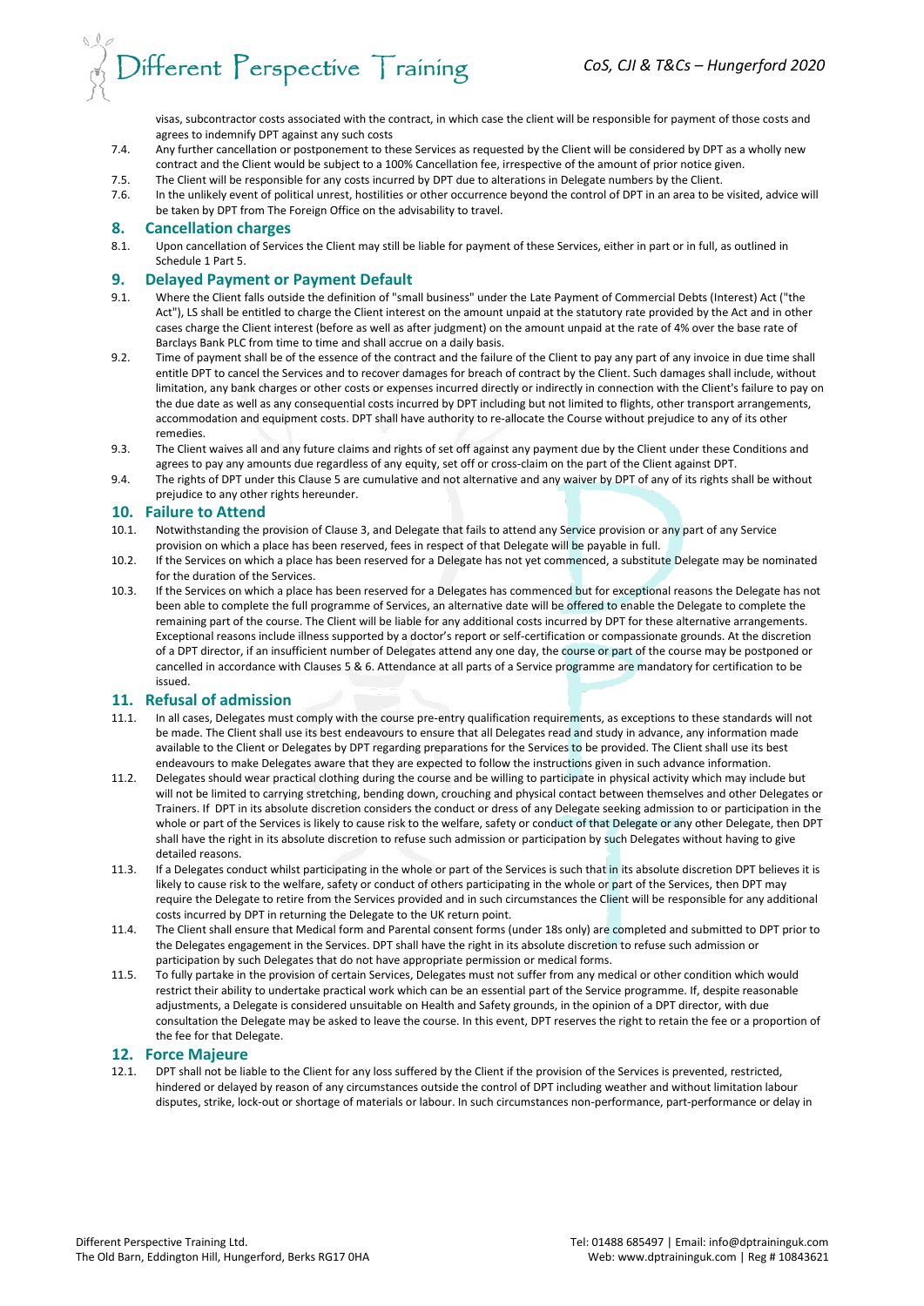visas, subcontractor costs associated with the contract, in which case the client will be responsible for payment of those costs and agrees to indemnify DPT against any such costs

7.4. Any further cancellation or postponement to these Services as requested by the Client will be considered by DPT as a wholly new contract and the Client would be subject to a 100% Cancellation fee, irrespective of the amount of prior notice given.

7.5. The Client will be responsible for any costs incurred by DPT due to alterations in Delegate numbers by the Client.

7.6. In the unlikely event of political unrest, hostilities or other occurrence beyond the control of DPT in an area to be visited, advice will be taken by DPT from The Foreign Office on the advisability to travel.

## 8. Cancellation charges

8.1. Upon cancellation of Services the Client may still be liable for payment of these Services, either in part or in full, as outlined in Schedule 1 Part 5.

## 9. Delayed Payment or Payment Default

9.1. Where the Client falls outside the definition of "small business" under the Late Payment of Commercial Debts (Interest) Act ("the Act"), LS shall be entitled to charge the Client interest on the amount unpaid at the statutory rate provided by the Act and in other cases charge the Client interest (before as well as after judgment) on the amount unpaid at the rate of 4% over the base rate of Barclays Bank PLC from time to time and shall accrue on a daily basis.

9.2. Time of payment shall be of the essence of the contract and the failure of the Client to pay any part of any invoice in due time shall entitle DPT to cancel the Services and to recover damages for breach of contract by the Client. Such damages shall include, without limitation, any bank charges or other costs or expenses incurred directly or indirectly in connection with the Client's failure to pay on the due date as well as any consequential costs incurred by DPT including but not limited to flights, other transport arrangements, accommodation and equipment costs. DPT shall have authority to re-allocate the Course without prejudice to any of its other remedies.

9.3. The Client waives all and any future claims and rights of set off against any payment due by the Client under these Conditions and agrees to pay any amounts due regardless of any equity, set off or cross-claim on the part of the Client against DPT.

9.4. The rights of DPT under this Clause 5 are cumulative and not alternative and any waiver by DPT of any of its rights shall be without prejudice to any other rights hereunder.

## 10. Failure to Attend

10.1. Notwithstanding the provision of Clause 3, and Delegate that fails to attend any Service provision or any part of any Service provision on which a place has been reserved, fees in respect of that Delegate will be payable in full.

10.2. If the Services on which a place has been reserved for a Delegate has not yet commenced, a substitute Delegate may be nominated for the duration of the Services.

10.3. If the Services on which a place has been reserved for a Delegates has commenced but for exceptional reasons the Delegate has not been able to complete the full programme of Services, an alternative date will be offered to enable the Delegate to complete the remaining part of the course. The Client will be liable for any additional costs incurred by DPT for these alternative arrangements. Exceptional reasons include illness supported by a doctor's report or self-certification or compassionate grounds. At the discretion of a DPT director, if an insufficient number of Delegates attend any one day, the course or part of the course may be postponed or cancelled in accordance with Clauses 5 & 6. Attendance at all parts of a Service programme are mandatory for certification to be issued.

## 11. Refusal of admission

11.1. In all cases, Delegates must comply with the course pre-entry qualification requirements, as exceptions to these standards will not be made. The Client shall use its best endeavours to ensure that all Delegates read and study in advance, any information made available to the Client or Delegates by DPT regarding preparations for the Services to be provided. The Client shall use its best endeavours to make Delegates aware that they are expected to follow the instructions given in such advance information.

11.2. Delegates should wear practical clothing during the course and be willing to participate in physical activity which may include but will not be limited to carrying stretching, bending down, crouching and physical contact between themselves and other Delegates or Trainers. If DPT in its absolute discretion considers the conduct or dress of any Delegate seeking admission to or participation in the whole or part of the Services is likely to cause risk to the welfare, safety or conduct of that Delegate or any other Delegate, then DPT shall have the right in its absolute discretion to refuse such admission or participation by such Delegates without having to give detailed reasons.

11.3. If a Delegates conduct whilst participating in the whole or part of the Services is such that in its absolute discretion DPT believes it is likely to cause risk to the welfare, safety or conduct of others participating in the whole or part of the Services, then DPT may require the Delegate to retire from the Services provided and in such circumstances the Client will be responsible for any additional costs incurred by DPT in returning the Delegate to the UK return point.

11.4. The Client shall ensure that Medical form and Parental consent forms (under 18s only) are completed and submitted to DPT prior to the Delegates engagement in the Services. DPT shall have the right in its absolute discretion to refuse such admission or participation by such Delegates that do not have appropriate permission or medical forms.

11.5. To fully partake in the provision of certain Services, Delegates must not suffer from any medical or other condition which would restrict their ability to undertake practical work which can be an essential part of the Service programme. If, despite reasonable adjustments, a Delegate is considered unsuitable on Health and Safety grounds, in the opinion of a DPT director, with due consultation the Delegate may be asked to leave the course. In this event, DPT reserves the right to retain the fee or a proportion of the fee for that Delegate.

## 12. Force Majeure

12.1. DPT shall not be liable to the Client for any loss suffered by the Client if the provision of the Services is prevented, restricted, hindered or delayed by reason of any circumstances outside the control of DPT including weather and without limitation labour disputes, strike, lock-out or shortage of materials or labour. In such circumstances non-performance, part-performance or delay in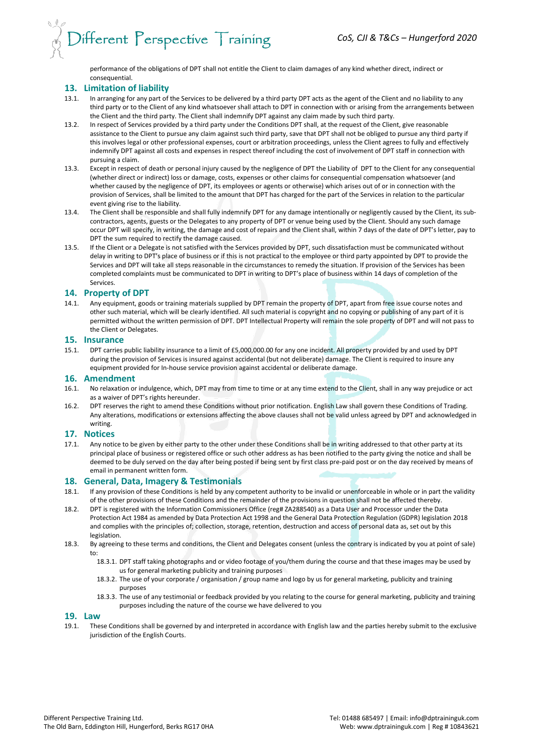performance of the obligations of DPT shall not entitle the Client to claim damages of any kind whether direct, indirect or consequential.

## 13. Limitation of liability

13.1. In arranging for any part of the Services to be delivered by a third party DPT acts as the agent of the Client and no liability to any third party or to the Client of any kind whatsoever shall attach to DPT in connection with or arising from the arrangements between the Client and the third party. The Client shall indemnify DPT against any claim made by such third party.

13.2. In respect of Services provided by a third party under the Conditions DPT shall, at the request of the Client, give reasonable assistance to the Client to pursue any claim against such third party, save that DPT shall not be obliged to pursue any third party if this involves legal or other professional expenses, court or arbitration proceedings, unless the Client agrees to fully and effectively indemnify DPT against all costs and expenses in respect thereof including the cost of involvement of DPT staff in connection with pursuing a claim.

13.3. Except in respect of death or personal injury caused by the negligence of DPT the Liability of DPT to the Client for any consequential (whether direct or indirect) loss or damage, costs, expenses or other claims for consequential compensation whatsoever (and whether caused by the negligence of DPT, its employees or agents or otherwise) which arises out of or in connection with the provision of Services, shall be limited to the amount that DPT has charged for the part of the Services in relation to the particular event giving rise to the liability.

13.4. The Client shall be responsible and shall fully indemnify DPT for any damage intentionally or negligently caused by the Client, its sub-contractors, agents, guests or the Delegates to any property of DPT or venue being used by the Client. Should any such damage occur DPT will specify, in writing, the damage and cost of repairs and the Client shall, within 7 days of the date of DPT's letter, pay to DPT the sum required to rectify the damage caused.

13.5. If the Client or a Delegate is not satisfied with the Services provided by DPT, such dissatisfaction must be communicated without delay in writing to DPT's place of business or if this is not practical to the employee or third party appointed by DPT to provide the Services and DPT will take all steps reasonable in the circumstances to remedy the situation. If provision of the Services has been completed complaints must be communicated to DPT in writing to DPT's place of business within 14 days of completion of the Services.

## 14. Property of DPT

14.1. Any equipment, goods or training materials supplied by DPT remain the property of DPT, apart from free issue course notes and other such material, which will be clearly identified. All such material is copyright and no copying or publishing of any part of it is permitted without the written permission of DPT. DPT Intellectual Property will remain the sole property of DPT and will not pass to the Client or Delegates.

## 15. Insurance

15.1. DPT carries public liability insurance to a limit of £5,000,000.00 for any one incident. All property provided by and used by DPT during the provision of Services is insured against accidental (but not deliberate) damage. The Client is required to insure any equipment provided for In-house service provision against accidental or deliberate damage.

## 16. Amendment

16.1. No relaxation or indulgence, which, DPT may from time to time or at any time extend to the Client, shall in any way prejudice or act as a waiver of DPT's rights hereunder.

16.2. DPT reserves the right to amend these Conditions without prior notification. English Law shall govern these Conditions of Trading. Any alterations, modifications or extensions affecting the above clauses shall not be valid unless agreed by DPT and acknowledged in writing.

## 17. Notices

17.1. Any notice to be given by either party to the other under these Conditions shall be in writing addressed to that other party at its principal place of business or registered office or such other address as has been notified to the party giving the notice and shall be deemed to be duly served on the day after being posted if being sent by first class pre-paid post or on the day received by means of email in permanent written form.

## 18. General, Data, Imagery & Testimonials

18.1. If any provision of these Conditions is held by any competent authority to be invalid or unenforceable in whole or in part the validity of the other provisions of these Conditions and the remainder of the provisions in question shall not be affected thereby.

18.2. DPT is registered with the Information Commissioners Office (reg# ZA288540) as a Data User and Processor under the Data Protection Act 1984 as amended by Data Protection Act 1998 and the General Data Protection Regulation (GDPR) legislation 2018 and complies with the principles of; collection, storage, retention, destruction and access of personal data as, set out by this legislation.

18.3. By agreeing to these terms and conditions, the Client and Delegates consent (unless the contrary is indicated by you at point of sale) to:

- 18.3.1. DPT staff taking photographs and or video footage of you/them during the course and that these images may be used by us for general marketing publicity and training purposes
- 18.3.2. The use of your corporate / organisation / group name and logo by us for general marketing, publicity and training purposes
- 18.3.3. The use of any testimonial or feedback provided by you relating to the course for general marketing, publicity and training purposes including the nature of the course we have delivered to you

## 19. Law

19.1. These Conditions shall be governed by and interpreted in accordance with English law and the parties hereby submit to the exclusive jurisdiction of the English Courts.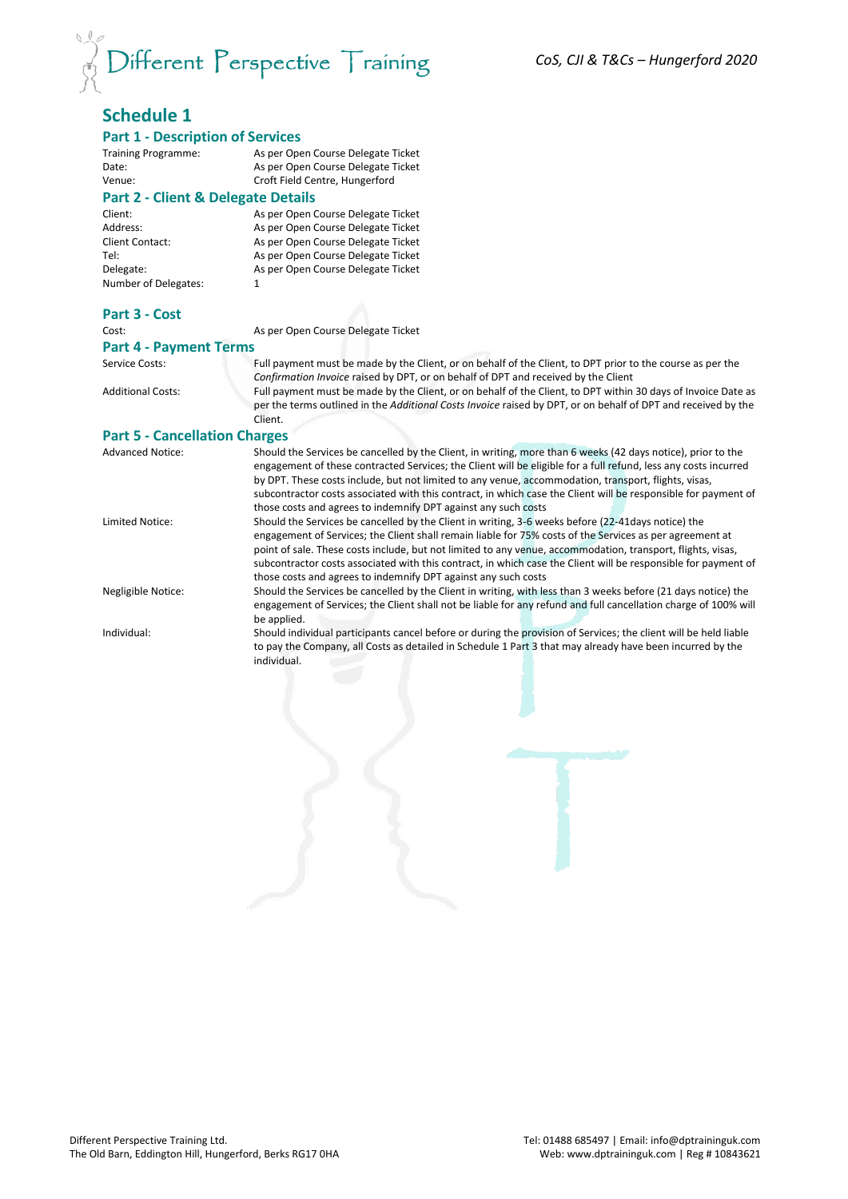# Schedule 1

## Part 1 - Description of Services

| | |
|---|---|
| Training Programme: | As per Open Course Delegate Ticket |
| Date: | As per Open Course Delegate Ticket |
| Venue: | Croft Field Centre, Hungerford |

## Part 2 - Client & Delegate Details

| | |
|---|---|
| Client: | As per Open Course Delegate Ticket |
| Address: | As per Open Course Delegate Ticket |
| Client Contact: | As per Open Course Delegate Ticket |
| Tel: | As per Open Course Delegate Ticket |
| Delegate: | As per Open Course Delegate Ticket |
| Number of Delegates: | 1 |

## Part 3 - Cost

| | |
|---|---|
| Cost: | As per Open Course Delegate Ticket |

## Part 4 - Payment Terms

| | |
|---|---|
| Service Costs: | Full payment must be made by the Client, or on behalf of the Client, to DPT prior to the course as per the *Confirmation Invoice* raised by DPT, or on behalf of DPT and received by the Client |
| Additional Costs: | Full payment must be made by the Client, or on behalf of the Client, to DPT within 30 days of Invoice Date as per the terms outlined in the *Additional Costs Invoice* raised by DPT, or on behalf of DPT and received by the Client. |

## Part 5 - Cancellation Charges

| | |
|---|---|
| Advanced Notice: | Should the Services be cancelled by the Client, in writing, more than 6 weeks (42 days notice), prior to the engagement of these contracted Services; the Client will be eligible for a full refund, less any costs incurred by DPT. These costs include, but not limited to any venue, accommodation, transport, flights, visas, subcontractor costs associated with this contract, in which case the Client will be responsible for payment of those costs and agrees to indemnify DPT against any such costs |
| Limited Notice: | Should the Services be cancelled by the Client in writing, 3-6 weeks before (22-41days notice) the engagement of Services; the Client shall remain liable for 75% costs of the Services as per agreement at point of sale. These costs include, but not limited to any venue, accommodation, transport, flights, visas, subcontractor costs associated with this contract, in which case the Client will be responsible for payment of those costs and agrees to indemnify DPT against any such costs |
| Negligible Notice: | Should the Services be cancelled by the Client in writing, with less than 3 weeks before (21 days notice) the engagement of Services; the Client shall not be liable for any refund and full cancellation charge of 100% will be applied. |
| Individual: | Should individual participants cancel before or during the provision of Services; the client will be held liable to pay the Company, all Costs as detailed in Schedule 1 Part 3 that may already have been incurred by the individual. |